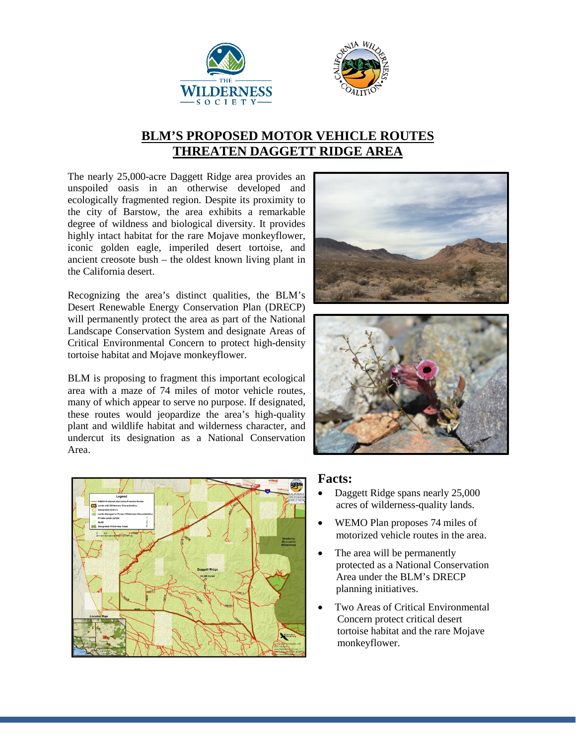# BLM'S PROPOSED MOTOR VEHICLE ROUTES THREATEN DAGGETT RIDGE AREA

The nearly 25,000-acre Daggett Ridge area provides an unspoiled oasis in an otherwise developed and ecologically fragmented region. Despite its proximity to the city of Barstow, the area exhibits a remarkable degree of wildness and biological diversity. It provides highly intact habitat for the rare Mojave monkeyflower, iconic golden eagle, imperiled desert tortoise, and ancient creosote bush – the oldest known living plant in the California desert.

Recognizing the area's distinct qualities, the BLM's Desert Renewable Energy Conservation Plan (DRECP) will permanently protect the area as part of the National Landscape Conservation System and designate Areas of Critical Environmental Concern to protect high-density tortoise habitat and Mojave monkeyflower.

BLM is proposing to fragment this important ecological area with a maze of 74 miles of motor vehicle routes, many of which appear to serve no purpose. If designated, these routes would jeopardize the area's high-quality plant and wildlife habitat and wilderness character, and undercut its designation as a National Conservation Area.

## Facts:

- Daggett Ridge spans nearly 25,000 acres of wilderness-quality lands.
- WEMO Plan proposes 74 miles of motorized vehicle routes in the area.
- The area will be permanently protected as a National Conservation Area under the BLM's DRECP planning initiatives.
- Two Areas of Critical Environmental Concern protect critical desert tortoise habitat and the rare Mojave monkeyflower.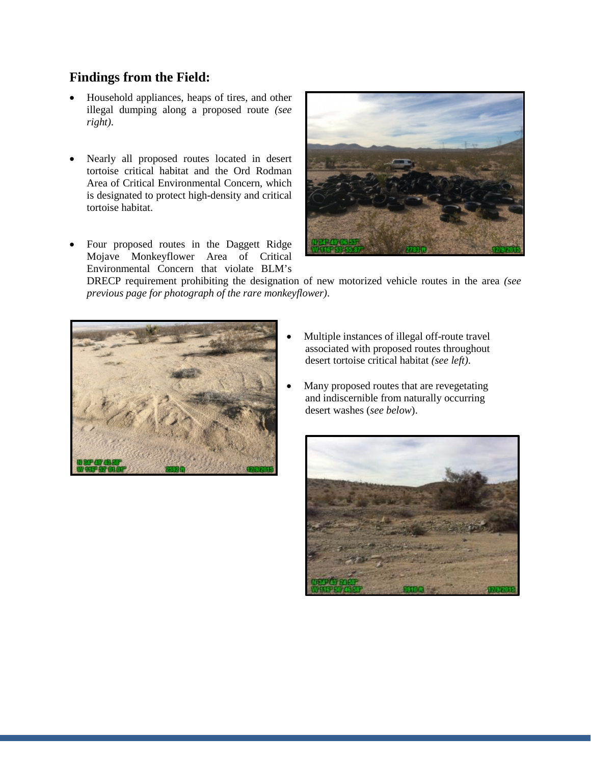## Findings from the Field:

- Household appliances, heaps of tires, and other illegal dumping along a proposed route *(see right)*.
- Nearly all proposed routes located in desert tortoise critical habitat and the Ord Rodman Area of Critical Environmental Concern, which is designated to protect high-density and critical tortoise habitat.
- Four proposed routes in the Daggett Ridge Mojave Monkeyflower Area of Critical Environmental Concern that violate BLM's DRECP requirement prohibiting the designation of new motorized vehicle routes in the area *(see previous page for photograph of the rare monkeyflower)*.
- Multiple instances of illegal off-route travel associated with proposed routes throughout desert tortoise critical habitat *(see left)*.
- Many proposed routes that are revegetating and indiscernible from naturally occurring desert washes (*see below*).